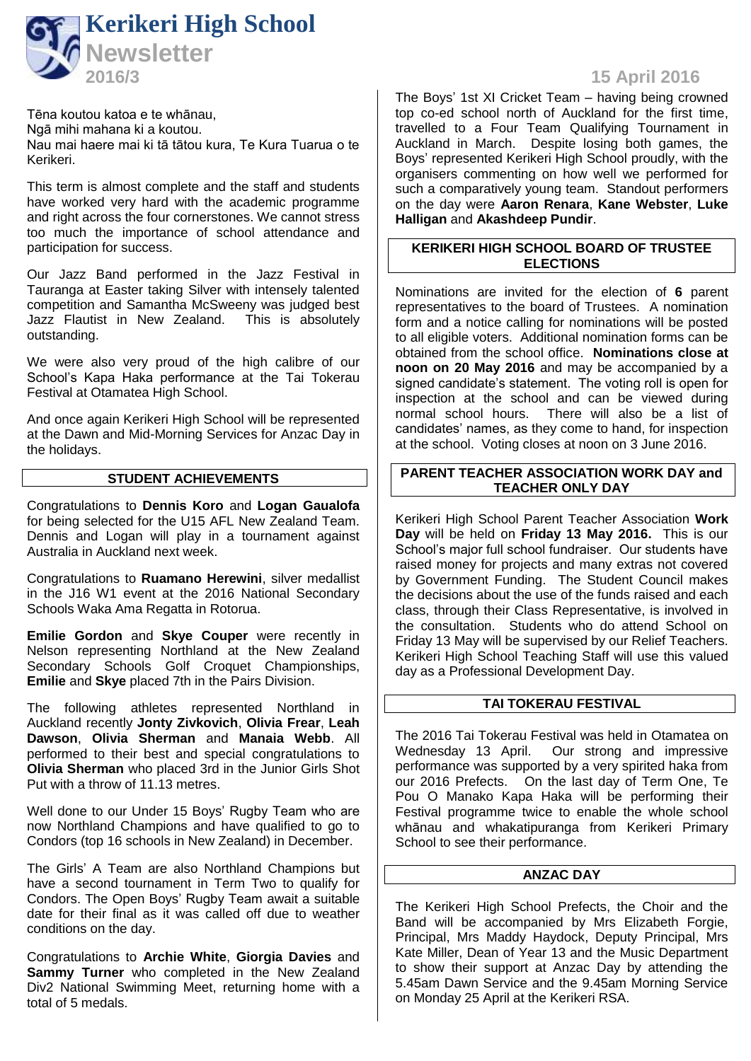# Kerikeri High School Newsletter

**2016/3** — **15 April 2016**

Tēna koutou katoa e te whānau,
Ngā mihi mahana ki a koutou.
Nau mai haere mai ki tā tātou kura, Te Kura Tuarua o te Kerikeri.

This term is almost complete and the staff and students have worked very hard with the academic programme and right across the four cornerstones. We cannot stress too much the importance of school attendance and participation for success.

Our Jazz Band performed in the Jazz Festival in Tauranga at Easter taking Silver with intensely talented competition and Samantha McSweeny was judged best Jazz Flautist in New Zealand. This is absolutely outstanding.

We were also very proud of the high calibre of our School's Kapa Haka performance at the Tai Tokerau Festival at Otamatea High School.

And once again Kerikeri High School will be represented at the Dawn and Mid-Morning Services for Anzac Day in the holidays.

## STUDENT ACHIEVEMENTS

Congratulations to **Dennis Koro** and **Logan Gaualofa** for being selected for the U15 AFL New Zealand Team. Dennis and Logan will play in a tournament against Australia in Auckland next week.

Congratulations to **Ruamano Herewini**, silver medallist in the J16 W1 event at the 2016 National Secondary Schools Waka Ama Regatta in Rotorua.

**Emilie Gordon** and **Skye Couper** were recently in Nelson representing Northland at the New Zealand Secondary Schools Golf Croquet Championships, **Emilie** and **Skye** placed 7th in the Pairs Division.

The following athletes represented Northland in Auckland recently **Jonty Zivkovich**, **Olivia Frear**, **Leah Dawson**, **Olivia Sherman** and **Manaia Webb**. All performed to their best and special congratulations to **Olivia Sherman** who placed 3rd in the Junior Girls Shot Put with a throw of 11.13 metres.

Well done to our Under 15 Boys' Rugby Team who are now Northland Champions and have qualified to go to Condors (top 16 schools in New Zealand) in December.

The Girls' A Team are also Northland Champions but have a second tournament in Term Two to qualify for Condors. The Open Boys' Rugby Team await a suitable date for their final as it was called off due to weather conditions on the day.

Congratulations to **Archie White**, **Giorgia Davies** and **Sammy Turner** who completed in the New Zealand Div2 National Swimming Meet, returning home with a total of 5 medals.

The Boys' 1st XI Cricket Team – having being crowned top co-ed school north of Auckland for the first time, travelled to a Four Team Qualifying Tournament in Auckland in March. Despite losing both games, the Boys' represented Kerikeri High School proudly, with the organisers commenting on how well we performed for such a comparatively young team. Standout performers on the day were **Aaron Renara**, **Kane Webster**, **Luke Halligan** and **Akashdeep Pundir**.

## KERIKERI HIGH SCHOOL BOARD OF TRUSTEE ELECTIONS

Nominations are invited for the election of **6** parent representatives to the board of Trustees. A nomination form and a notice calling for nominations will be posted to all eligible voters. Additional nomination forms can be obtained from the school office. **Nominations close at noon on 20 May 2016** and may be accompanied by a signed candidate's statement. The voting roll is open for inspection at the school and can be viewed during normal school hours. There will also be a list of candidates' names, as they come to hand, for inspection at the school. Voting closes at noon on 3 June 2016.

## PARENT TEACHER ASSOCIATION WORK DAY and TEACHER ONLY DAY

Kerikeri High School Parent Teacher Association **Work Day** will be held on **Friday 13 May 2016.** This is our School's major full school fundraiser. Our students have raised money for projects and many extras not covered by Government Funding. The Student Council makes the decisions about the use of the funds raised and each class, through their Class Representative, is involved in the consultation. Students who do attend School on Friday 13 May will be supervised by our Relief Teachers. Kerikeri High School Teaching Staff will use this valued day as a Professional Development Day.

## TAI TOKERAU FESTIVAL

The 2016 Tai Tokerau Festival was held in Otamatea on Wednesday 13 April. Our strong and impressive performance was supported by a very spirited haka from our 2016 Prefects. On the last day of Term One, Te Pou O Manako Kapa Haka will be performing their Festival programme twice to enable the whole school whānau and whakatipuranga from Kerikeri Primary School to see their performance.

## ANZAC DAY

The Kerikeri High School Prefects, the Choir and the Band will be accompanied by Mrs Elizabeth Forgie, Principal, Mrs Maddy Haydock, Deputy Principal, Mrs Kate Miller, Dean of Year 13 and the Music Department to show their support at Anzac Day by attending the 5.45am Dawn Service and the 9.45am Morning Service on Monday 25 April at the Kerikeri RSA.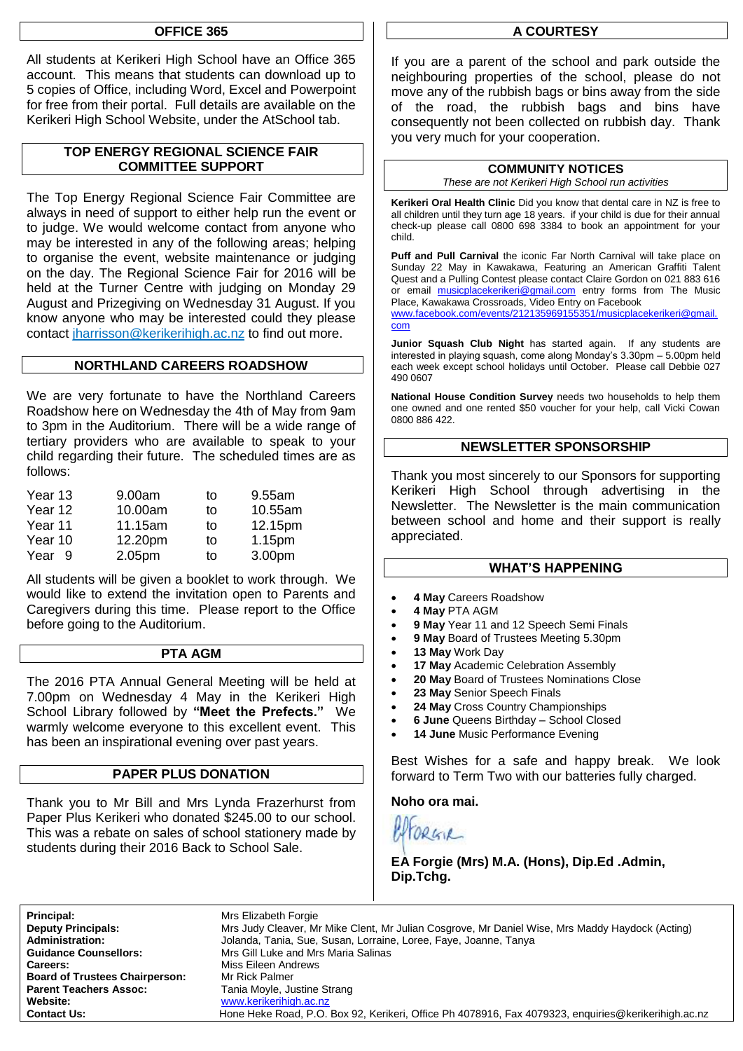## OFFICE 365

All students at Kerikeri High School have an Office 365 account. This means that students can download up to 5 copies of Office, including Word, Excel and Powerpoint for free from their portal. Full details are available on the Kerikeri High School Website, under the AtSchool tab.

## TOP ENERGY REGIONAL SCIENCE FAIR COMMITTEE SUPPORT

The Top Energy Regional Science Fair Committee are always in need of support to either help run the event or to judge. We would welcome contact from anyone who may be interested in any of the following areas; helping to organise the event, website maintenance or judging on the day. The Regional Science Fair for 2016 will be held at the Turner Centre with judging on Monday 29 August and Prizegiving on Wednesday 31 August. If you know anyone who may be interested could they please contact jharrisson@kerikerihigh.ac.nz to find out more.

## NORTHLAND CAREERS ROADSHOW

We are very fortunate to have the Northland Careers Roadshow here on Wednesday the 4th of May from 9am to 3pm in the Auditorium. There will be a wide range of tertiary providers who are available to speak to your child regarding their future. The scheduled times are as follows:

| | | | |
|---|---|---|---|
| Year 13 | 9.00am | to | 9.55am |
| Year 12 | 10.00am | to | 10.55am |
| Year 11 | 11.15am | to | 12.15pm |
| Year 10 | 12.20pm | to | 1.15pm |
| Year 9 | 2.05pm | to | 3.00pm |

All students will be given a booklet to work through. We would like to extend the invitation open to Parents and Caregivers during this time. Please report to the Office before going to the Auditorium.

## PTA AGM

The 2016 PTA Annual General Meeting will be held at 7.00pm on Wednesday 4 May in the Kerikeri High School Library followed by **"Meet the Prefects."** We warmly welcome everyone to this excellent event. This has been an inspirational evening over past years.

## PAPER PLUS DONATION

Thank you to Mr Bill and Mrs Lynda Frazerhurst from Paper Plus Kerikeri who donated $245.00 to our school. This was a rebate on sales of school stationery made by students during their 2016 Back to School Sale.

## A COURTESY

If you are a parent of the school and park outside the neighbouring properties of the school, please do not move any of the rubbish bags or bins away from the side of the road, the rubbish bags and bins have consequently not been collected on rubbish day. Thank you very much for your cooperation.

## COMMUNITY NOTICES

*These are not Kerikeri High School run activities*

**Kerikeri Oral Health Clinic** Did you know that dental care in NZ is free to all children until they turn age 18 years. if your child is due for their annual check-up please call 0800 698 3384 to book an appointment for your child.

**Puff and Pull Carnival** the iconic Far North Carnival will take place on Sunday 22 May in Kawakawa, Featuring an American Graffiti Talent Quest and a Pulling Contest please contact Claire Gordon on 021 883 616 or email musicplacekerikeri@gmail.com entry forms from The Music Place, Kawakawa Crossroads, Video Entry on Facebook www.facebook.com/events/212135969155351/musicplacekerikeri@gmail.com

**Junior Squash Club Night** has started again. If any students are interested in playing squash, come along Monday's 3.30pm – 5.00pm held each week except school holidays until October. Please call Debbie 027 490 0607

**National House Condition Survey** needs two households to help them one owned and one rented $50 voucher for your help, call Vicki Cowan 0800 886 422.

## NEWSLETTER SPONSORSHIP

Thank you most sincerely to our Sponsors for supporting Kerikeri High School through advertising in the Newsletter. The Newsletter is the main communication between school and home and their support is really appreciated.

## WHAT'S HAPPENING

- **4 May** Careers Roadshow
- **4 May** PTA AGM
- **9 May** Year 11 and 12 Speech Semi Finals
- **9 May** Board of Trustees Meeting 5.30pm
- **13 May** Work Day
- **17 May** Academic Celebration Assembly
- **20 May** Board of Trustees Nominations Close
- **23 May** Senior Speech Finals
- **24 May** Cross Country Championships
- **6 June** Queens Birthday – School Closed
- **14 June** Music Performance Evening

Best Wishes for a safe and happy break. We look forward to Term Two with our batteries fully charged.

**Noho ora mai.**

EForgie

**EA Forgie (Mrs) M.A. (Hons), Dip.Ed .Admin, Dip.Tchg.**

| | |
|---|---|
| **Principal:** | Mrs Elizabeth Forgie |
| **Deputy Principals:** | Mrs Judy Cleaver, Mr Mike Clent, Mr Julian Cosgrove, Mr Daniel Wise, Mrs Maddy Haydock (Acting) |
| **Administration:** | Jolanda, Tania, Sue, Susan, Lorraine, Loree, Faye, Joanne, Tanya |
| **Guidance Counsellors:** | Mrs Gill Luke and Mrs Maria Salinas |
| **Careers:** | Miss Eileen Andrews |
| **Board of Trustees Chairperson:** | Mr Rick Palmer |
| **Parent Teachers Assoc:** | Tania Moyle, Justine Strang |
| **Website:** | www.kerikerihigh.ac.nz |
| **Contact Us:** | Hone Heke Road, P.O. Box 92, Kerikeri, Office Ph 4078916, Fax 4079323, enquiries@kerikerihigh.ac.nz |